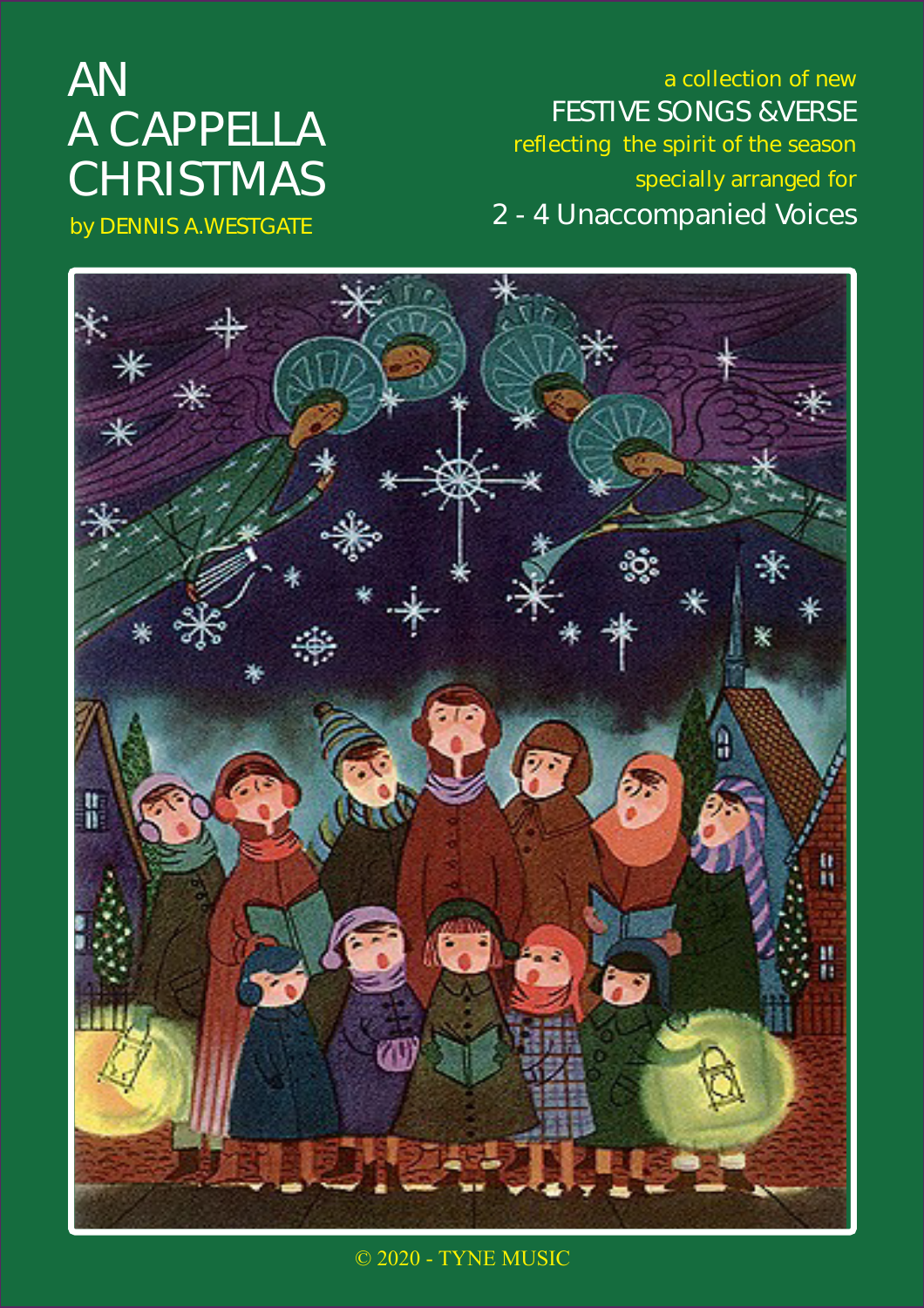# AN A CAPPELLA CHRISTMAS

by DENNIS A.WESTGATE

a collection of new

FESTIVE SONGS &VERSE

reflecting the spirit of the season

specially arranged for

2 - 4 Unaccompanied Voices

© 2020 - TYNE MUSIC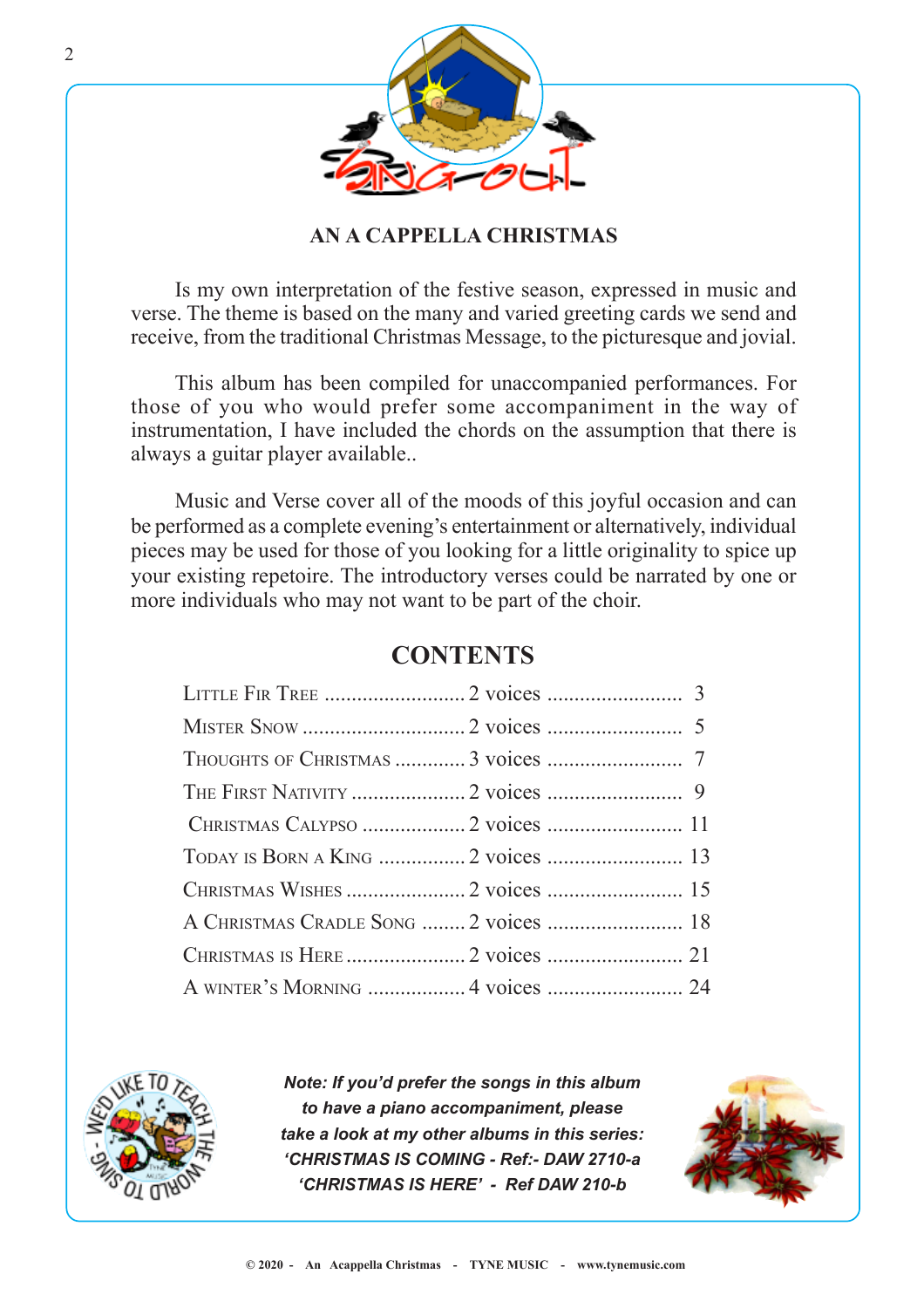## AN A CAPPELLA CHRISTMAS

Is my own interpretation of the festive season, expressed in music and verse. The theme is based on the many and varied greeting cards we send and receive, from the traditional Christmas Message, to the picturesque and jovial.

This album has been compiled for unaccompanied performances. For those of you who would prefer some accompaniment in the way of instrumentation, I have included the chords on the assumption that there is always a guitar player available..

Music and Verse cover all of the moods of this joyful occasion and can be performed as a complete evening's entertainment or alternatively, individual pieces may be used for those of you looking for a little originality to spice up your existing repetoire. The introductory verses could be narrated by one or more individuals who may not want to be part of the choir.

## CONTENTS

| Title | Voices | Page |
|---|---|---|
| Little Fir Tree | 2 voices | 3 |
| Mister Snow | 2 voices | 5 |
| Thoughts of Christmas | 3 voices | 7 |
| The First Nativity | 2 voices | 9 |
| Christmas Calypso | 2 voices | 11 |
| Today is Born a King | 2 voices | 13 |
| Christmas Wishes | 2 voices | 15 |
| A Christmas Cradle Song | 2 voices | 18 |
| Christmas is Here | 2 voices | 21 |
| A winter's Morning | 4 voices | 24 |

***Note: If you'd prefer the songs in this album to have a piano accompaniment, please take a look at my other albums in this series: 'CHRISTMAS IS COMING - Ref:- DAW 2710-a 'CHRISTMAS IS HERE' - Ref DAW 210-b***

© 2020 - An Acappella Christmas - TYNE MUSIC - www.tynemusic.com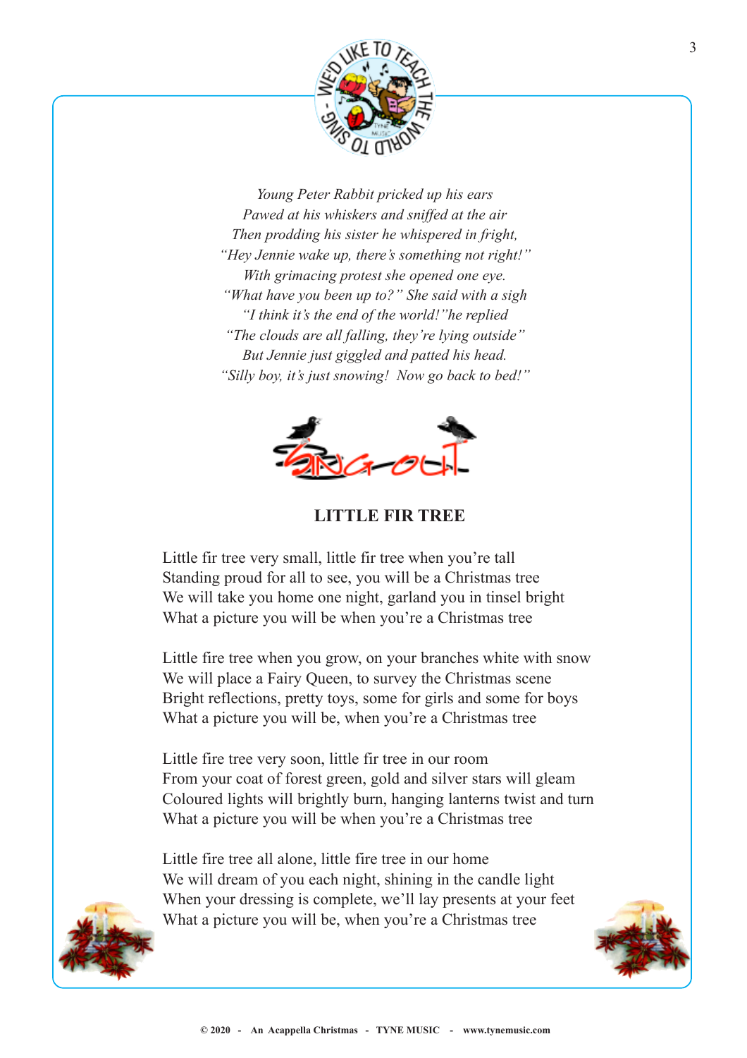*Young Peter Rabbit picked up his ears*
*Pawed at his whiskers and sniffed at the air*
*Then prodding his sister he whispered in fright,*
*"Hey Jennie wake up, there's something not right!"*
*With grimacing protest she opened one eye.*
*"What have you been up to?" She said with a sigh*
*"I think it's the end of the world!"he replied*
*"The clouds are all falling, they're lying outside"*
*But Jennie just giggled and patted his head.*
*"Silly boy, it's just snowing!  Now go back to bed!"*

## LITTLE FIR TREE

Little fir tree very small, little fir tree when you're tall
Standing proud for all to see, you will be a Christmas tree
We will take you home one night, garland you in tinsel bright
What a picture you will be when you're a Christmas tree

Little fire tree when you grow, on your branches white with snow
We will place a Fairy Queen, to survey the Christmas scene
Bright reflections, pretty toys, some for girls and some for boys
What a picture you will be, when you're a Christmas tree

Little fire tree very soon, little fir tree in our room
From your coat of forest green, gold and silver stars will gleam
Coloured lights will brightly burn, hanging lanterns twist and turn
What a picture you will be when you're a Christmas tree

Little fire tree all alone, little fire tree in our home
We will dream of you each night, shining in the candle light
When your dressing is complete, we'll lay presents at your feet
What a picture you will be, when you're a Christmas tree

© 2020 - An Acappella Christmas - TYNE MUSIC - www.tynemusic.com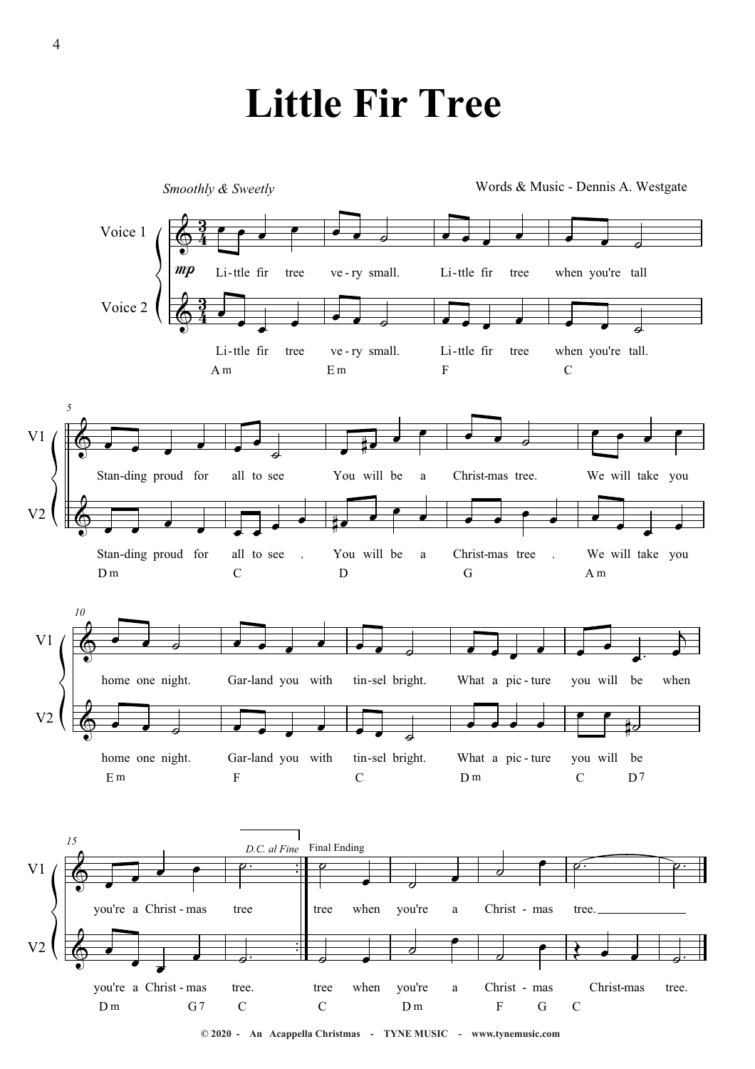# Little Fir Tree

*Smoothly & Sweetly*

Words & Music - Dennis A. Westgate

Voice 1: Li-ttle fir tree ve-ry small. Li-ttle fir tree when you're tall Stan-ding proud for all to see You will be a Christ-mas tree. We will take you home one night. Gar-land you with tin-sel bright. What a pic-ture you will be when you're a Christ-mas tree (D.C. al Fine) — Final Ending: tree when you're a Christ-mas tree.

Voice 2: Li-ttle fir tree ve-ry small. Li-ttle fir tree when you're tall. Stan-ding proud for all to see. You will be a Christ-mas tree. We will take you home one night. Gar-land you with tin-sel bright. What a pic-ture you will be you're a Christ-mas tree. — Final Ending: tree when you're a Christ-mas Christ-mas tree.

Chords: Am Em F C | Dm C D G Am | Em F C Dm C D7 | Dm G7 C | C Dm F G C

© 2020 - An Acappella Christmas - TYNE MUSIC - www.tynemusic.com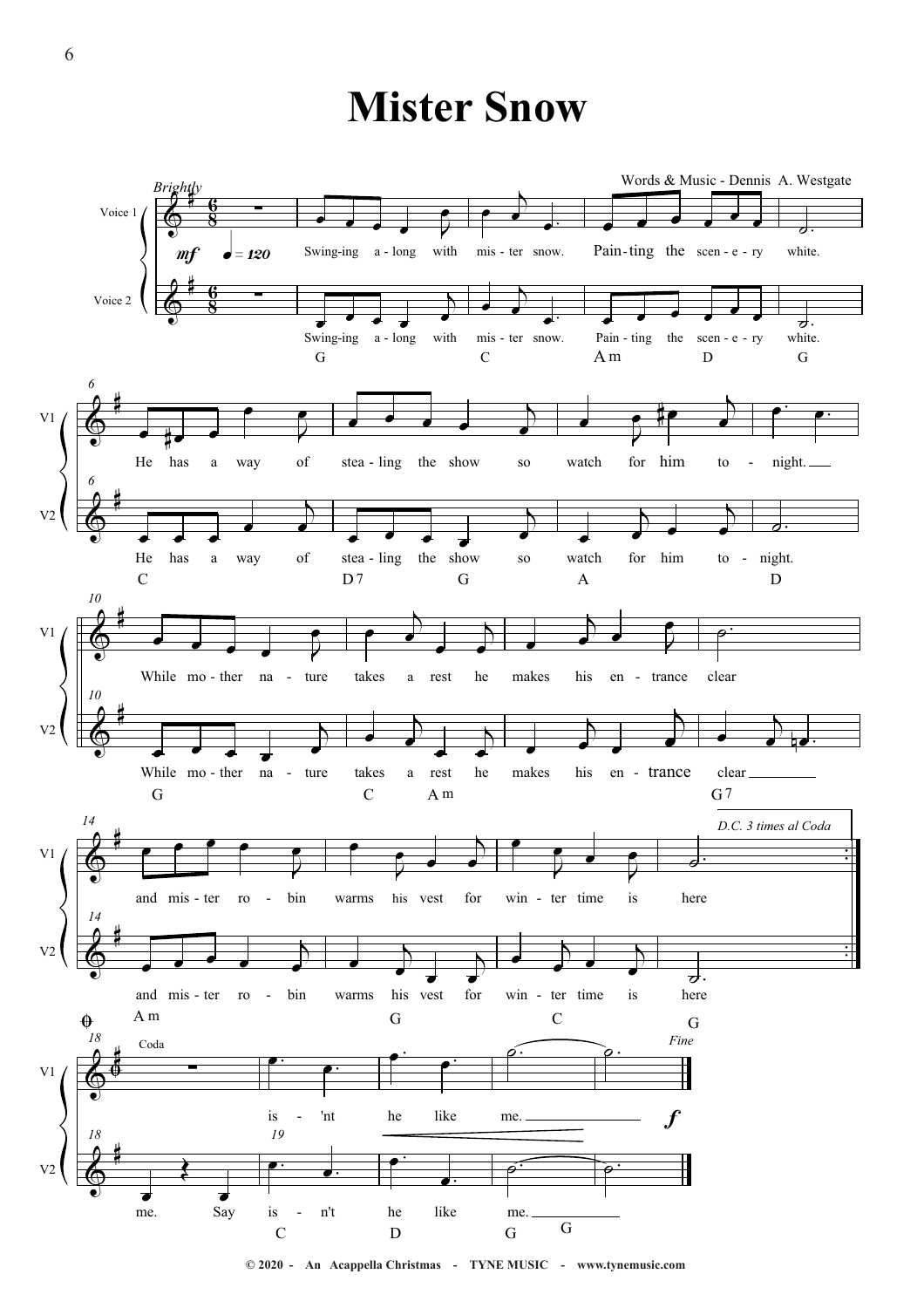# Mister Snow

Words & Music - Dennis A. Westgate

*Brightly*

Voice 1: Swing-ing a - long with mis - ter snow. Pain - ting the scen - e - ry white.

Voice 2: Swing-ing a - long with mis - ter snow. Pain - ting the scen - e - ry white.

G C Am D G

V1: He has a way of stea - ling the show so watch for him to - night.

V2: He has a way of stea - ling the show so watch for him to - night.

C D7 G A D

V1: While mo - ther na - ture takes a rest he makes his en - trance clear

V2: While mo - ther na - ture takes a rest he makes his en - trance clear

G C Am G7

*D.C. 3 times al Coda*

V1: and mis - ter ro - bin warms his vest for win - ter time is here

V2: and mis - ter ro - bin warms his vest for win - ter time is here

Am G C G

Coda

V1: is - 'nt he like me.

V2: me. Say is - n't he like me.

C D G G

*Fine*

© 2020 - An Acappella Christmas - TYNE MUSIC - www.tynemusic.com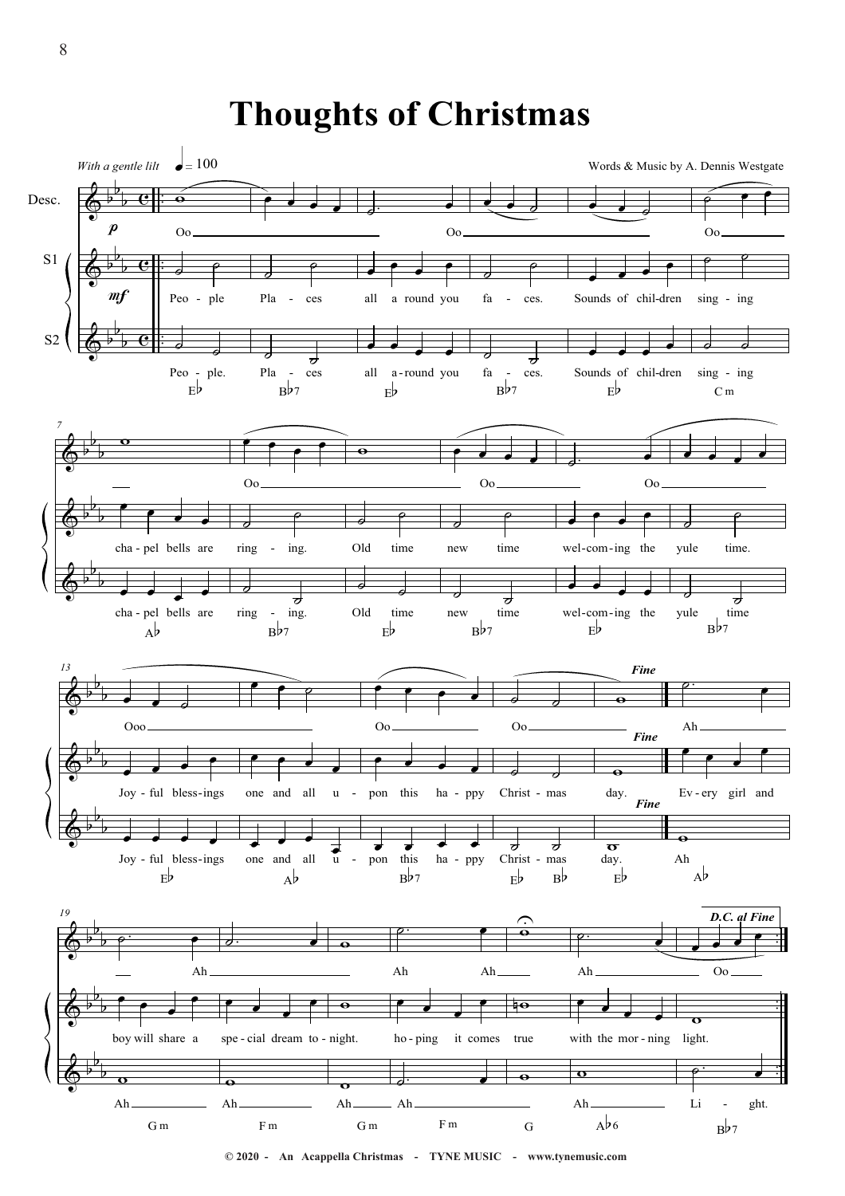# Thoughts of Christmas

*With a gentle lilt* ♩ = 100

Words & Music by A. Dennis Westgate

© 2020 - An Acappella Christmas - TYNE MUSIC - www.tynemusic.com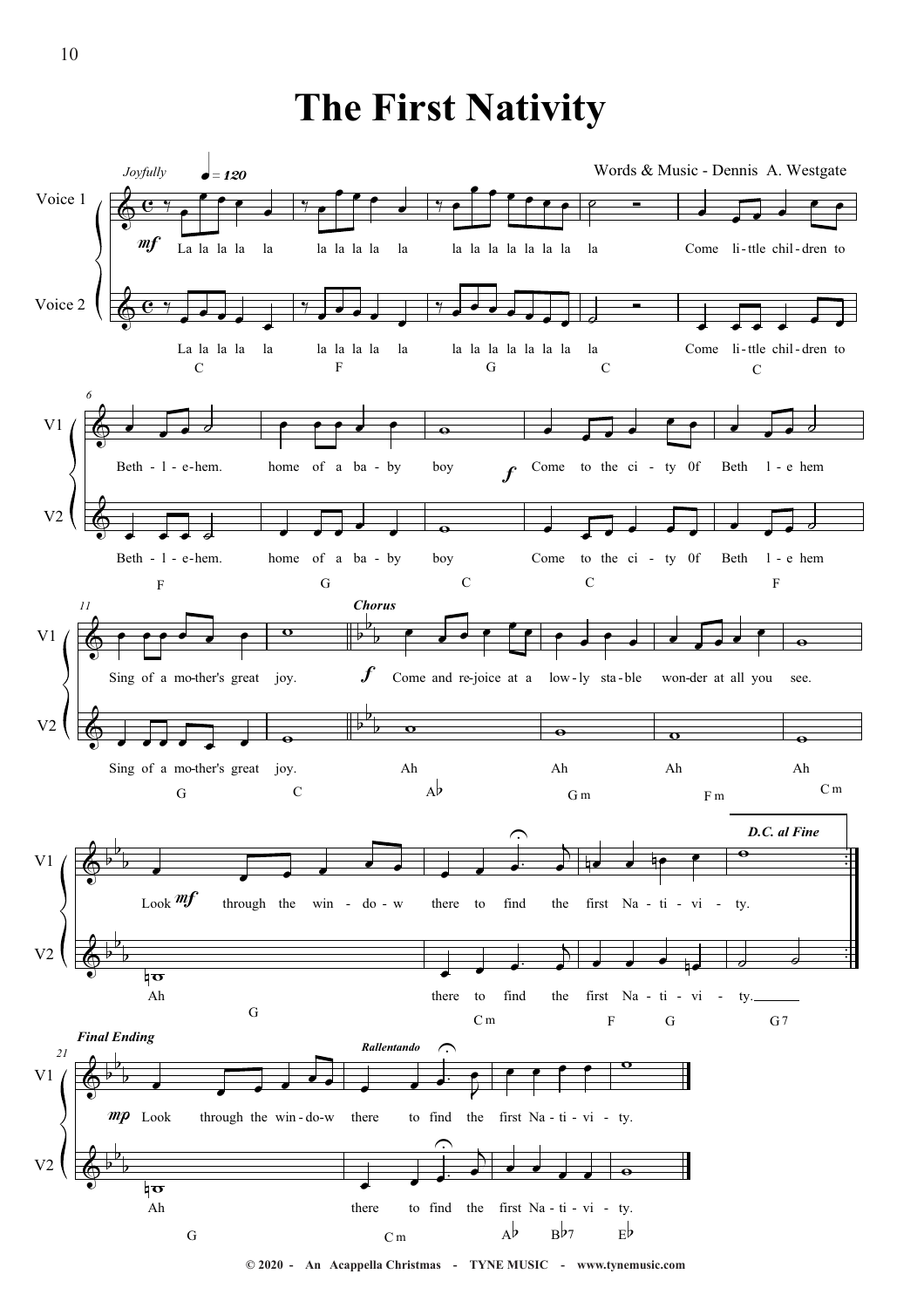# The First Nativity

Words & Music - Dennis A. Westgate

© 2020 - An Acappella Christmas - TYNE MUSIC - www.tynemusic.com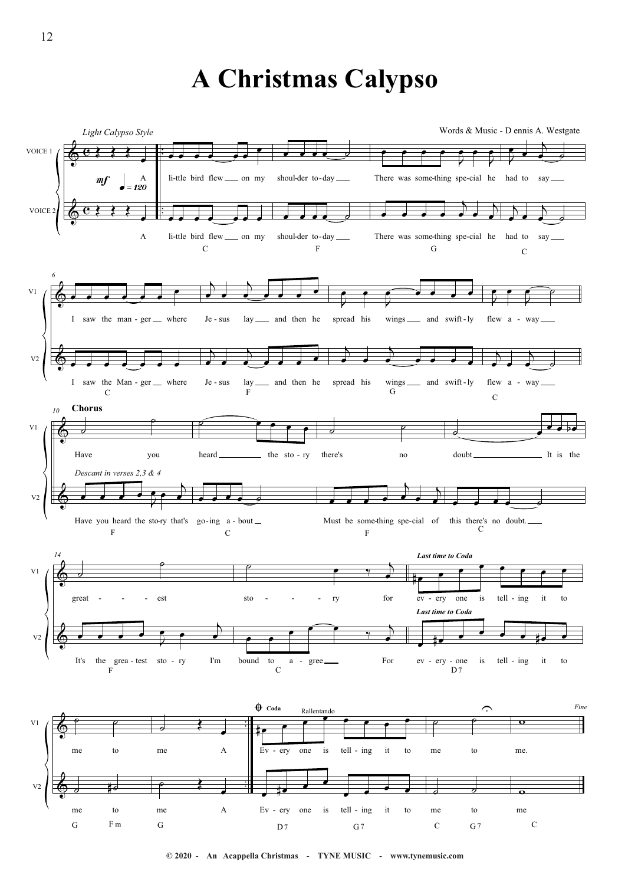# A Christmas Calypso

*Light Calypso Style*

Words & Music - Dennis A. Westgate

VOICE 1

VOICE 2

*mf* ♩ = 120

A little bird flew on my shoulder today
There was something special he had to say
I saw the manger where Jesus lay and then he spread his wings and swiftly flew away

C F G C

C F G C

**Chorus**

V1: Have you heard the story there's no doubt It is the greatest story for every one is telling it to me to me A

*Descant in verses 2,3 & 4*

V2: Have you heard the story that's going about Must be something special of this there's no doubt. It's the greatest story I'm bound to agree For every one is telling it to me to me A

F C F C F C D7 G Fm G

*Last time to Coda*

**Coda** *Rallentando*

V1: Every one is telling it to me to me.

V2: Every one is telling it to me to me

D7 G7 C G7 C

*Fine*

© 2020 - An Acappella Christmas - TYNE MUSIC - www.tynemusic.com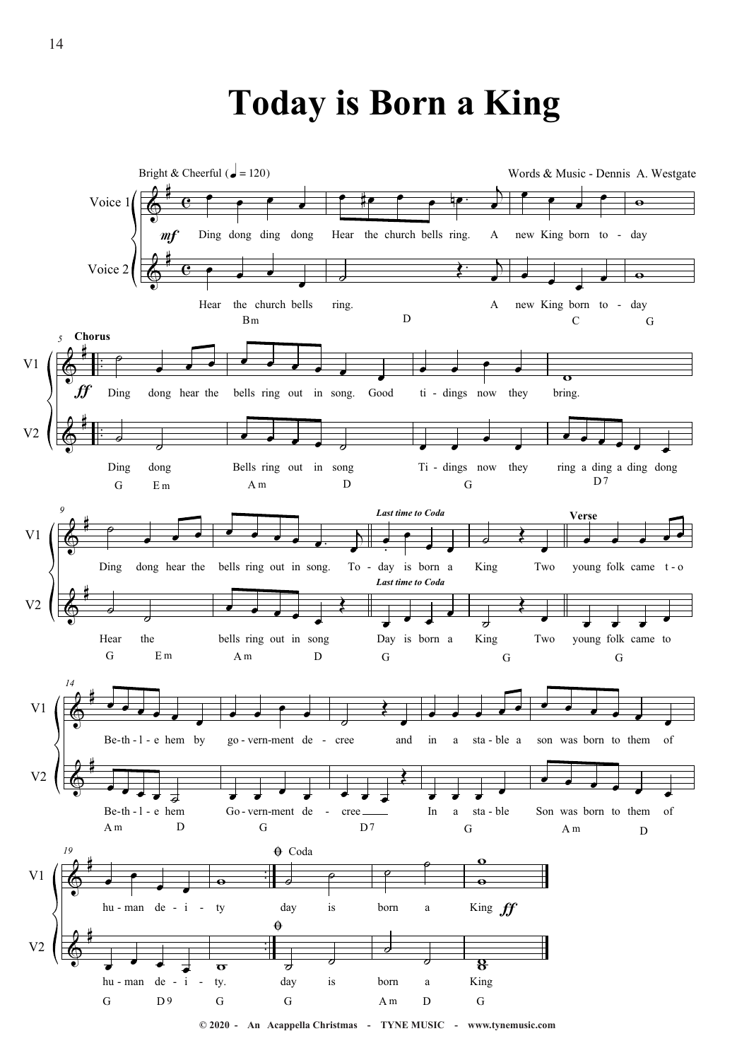# Today is Born a King

Bright & Cheerful (♩ = 120)

Words & Music - Dennis A. Westgate

Voice 1: *mf* Ding dong ding dong Hear the church bells ring. A new King born to - day

Voice 2: Hear the church bells ring. A new King born to - day

Bm D C G

**Chorus**

V1: *ff* Ding dong hear the bells ring out in song. Good ti - dings now they bring.

V2: Ding dong Bells ring out in song Ti - dings now they ring a ding a ding dong

G Em Am D G D7

V1: Ding dong hear the bells ring out in song. To - day is born a King

V2: Hear the bells ring out in song Day is born a King

G Em Am D G G

*Last time to Coda*

**Verse**

V1: Two young folk came t - o Be-th - l - e hem by go - vern-ment de - cree and in a sta - ble a son was born to them of

V2: Two young folk came to Be-th - l - e hem Go - vern-ment de - cree In a sta - ble Son was born to them of

G Am D G D7 G Am D

V1: hu - man de - i - ty

V2: hu - man de - i - ty.

G D9 G

**Coda**

V1: day is born a King *ff*

V2: day is born a King

G Am D G

© 2020 - An Acappella Christmas - TYNE MUSIC - www.tynemusic.com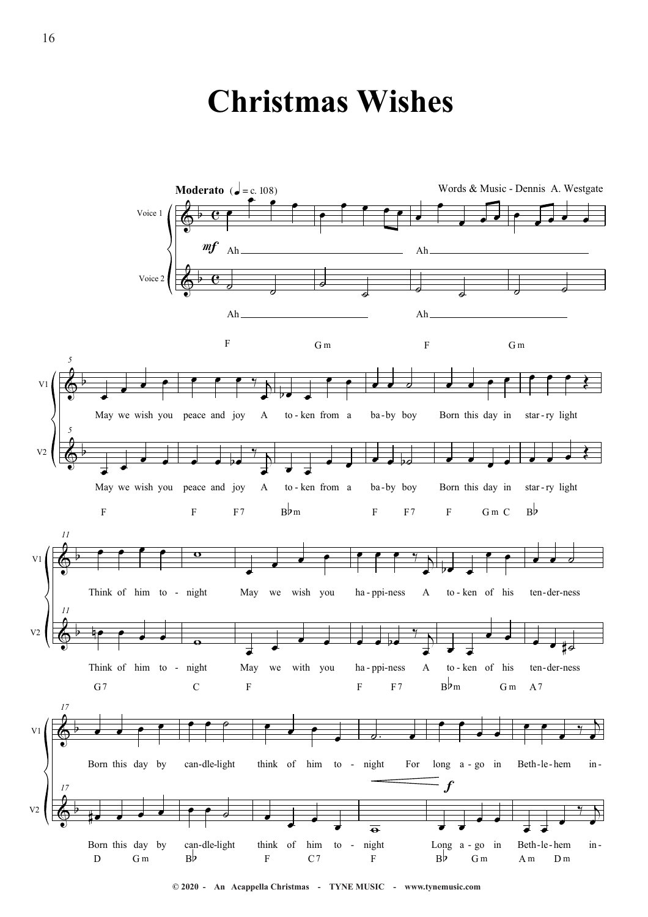# Christmas Wishes

**Moderato** (♩ = c. 108)

Words & Music - Dennis A. Westgate

Voice 1: *mf* Ah Ah

Voice 2: Ah Ah

F Gm F Gm

May we wish you peace and joy A to-ken from a ba-by boy Born this day in star-ry light

F F F7 B♭m F F7 F Gm C B♭

Think of him to-night May we wish you ha-ppi-ness A to-ken of his ten-der-ness

Think of him to-night May we with you ha-ppi-ness A to-ken of his ten-der-ness

G7 C F F F7 B♭m Gm A7

Born this day by can-dle-light think of him to-night For long a-go in Beth-le-hem in-

Born this day by can-dle-light think of him to-night Long a-go in Beth-le-hem in-

D Gm B♭ F C7 F B♭ Gm Am Dm

© 2020 - An Acappella Christmas - TYNE MUSIC - www.tynemusic.com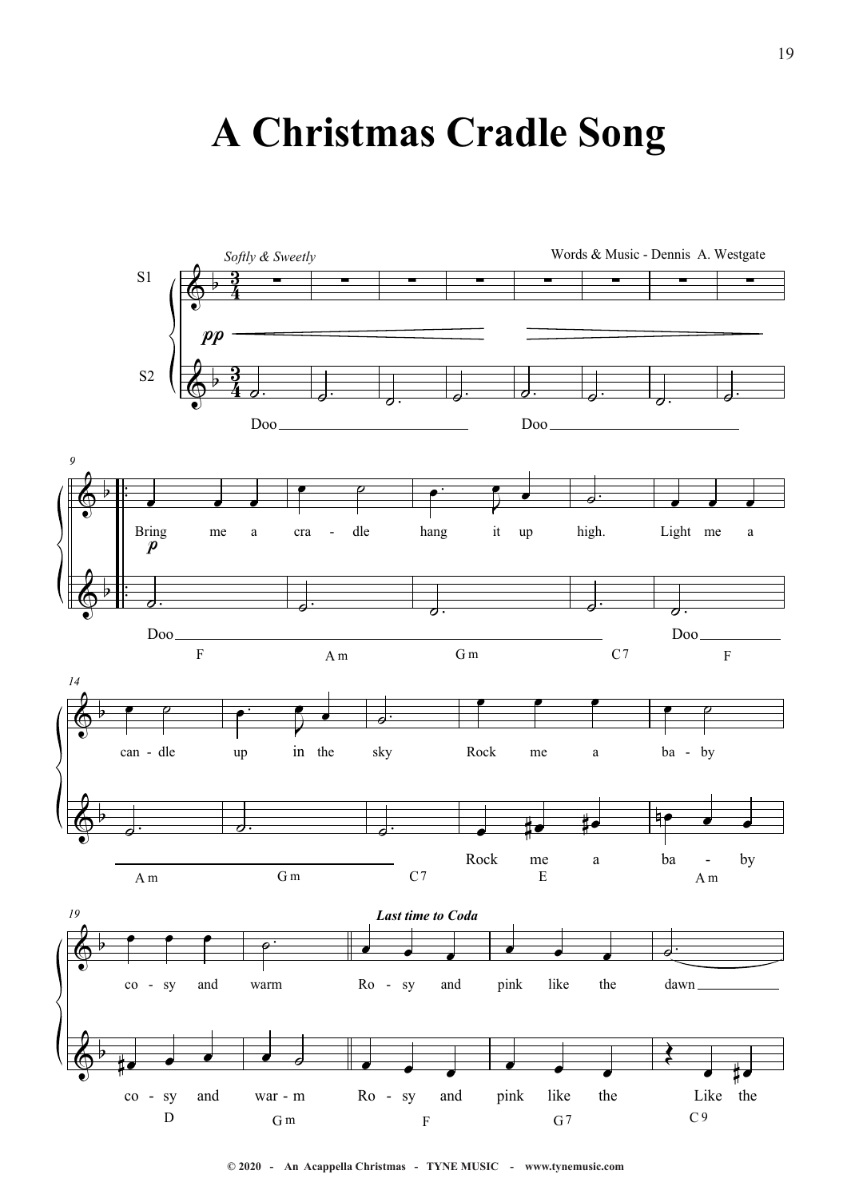# A Christmas Cradle Song

Words & Music - Dennis A. Westgate

© 2020 - An Acappella Christmas - TYNE MUSIC - www.tynemusic.com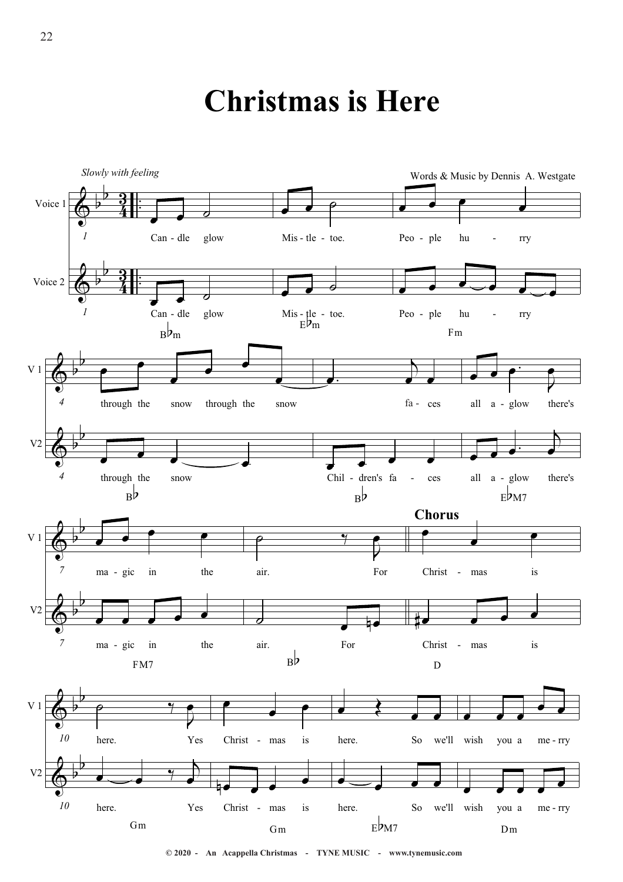# Christmas is Here

*Slowly with feeling*

Words & Music by Dennis A. Westgate

Voice 1: Can - dle glow Mis - tle - toe. Peo - ple hu - rry through the snow through the snow fa - ces all a - glow there's ma - gic in the air. For

Voice 2: Can - dle glow Mis - tle - toe. Peo - ple hu - rry through the snow Chil - dren's fa - ces all a - glow there's ma - gic in the air. For

Chords: B♭m E♭m Fm B♭ B♭ E♭M7 FM7 B♭

**Chorus**

Voice 1: Christ - mas is here. Yes Christ - mas is here. So we'll wish you a me - rry

Voice 2: Christ - mas is here. Yes Christ - mas is here. So we'll wish you a me - rry

Chords: D Gm Gm E♭M7 Dm

© 2020 - An Acappella Christmas - TYNE MUSIC - www.tynemusic.com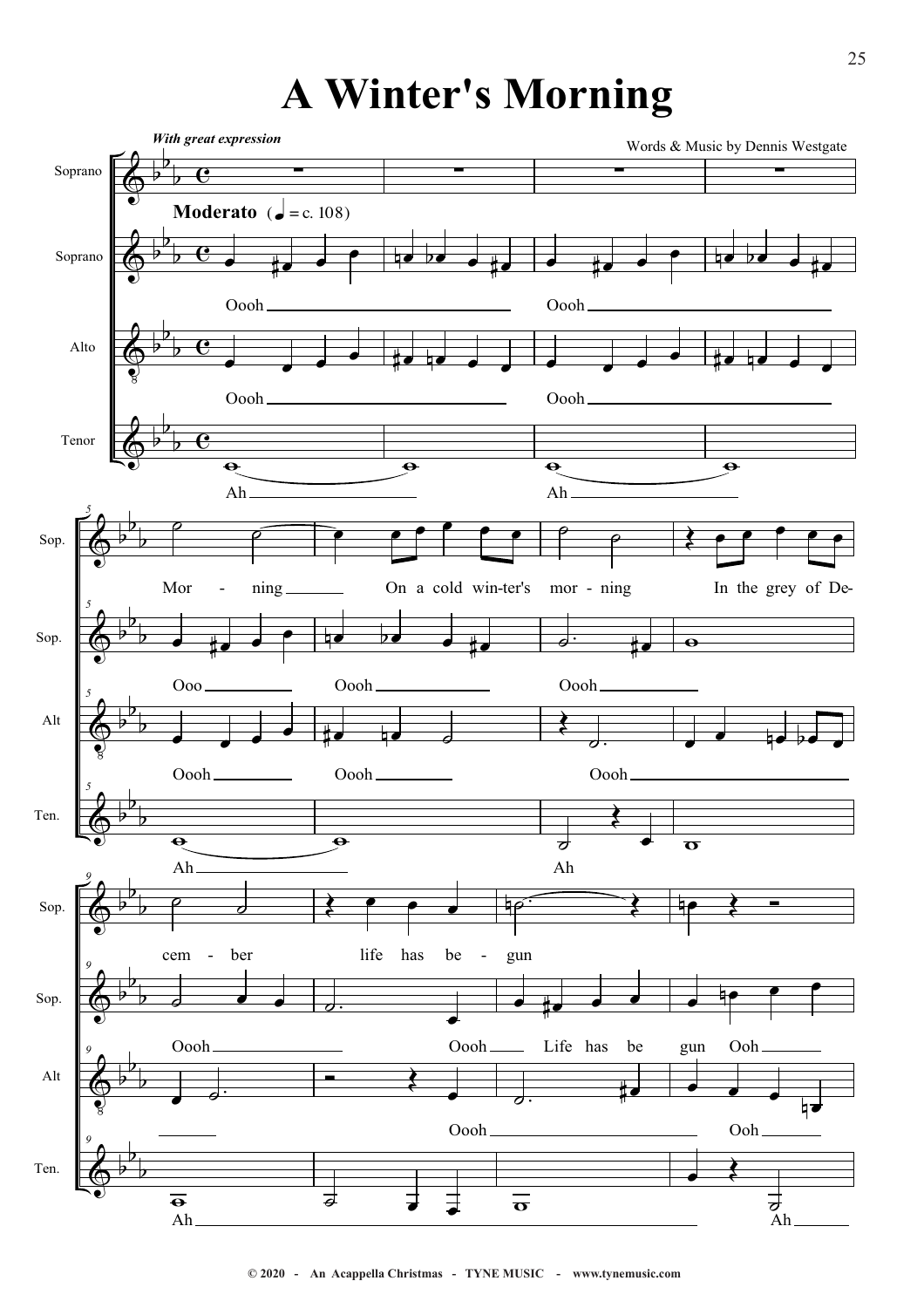# A Winter's Morning

*With great expression*

Words & Music by Dennis Westgate

**Moderato** (♩ = c. 108)

Soprano: Mor - ning On a cold win-ter's mor - ning In the grey of De- cem - ber life has be - gun

Soprano: Oooh Oooh Ooo Oooh Oooh Oooh Oooh Life has be gun Ooh

Alto: Oooh Oooh Oooh Oooh Oooh Oooh Oooh Ooh

Tenor: Ah Ah Ah Ah Ah Ah

© 2020 - An Acappella Christmas - TYNE MUSIC - www.tynemusic.com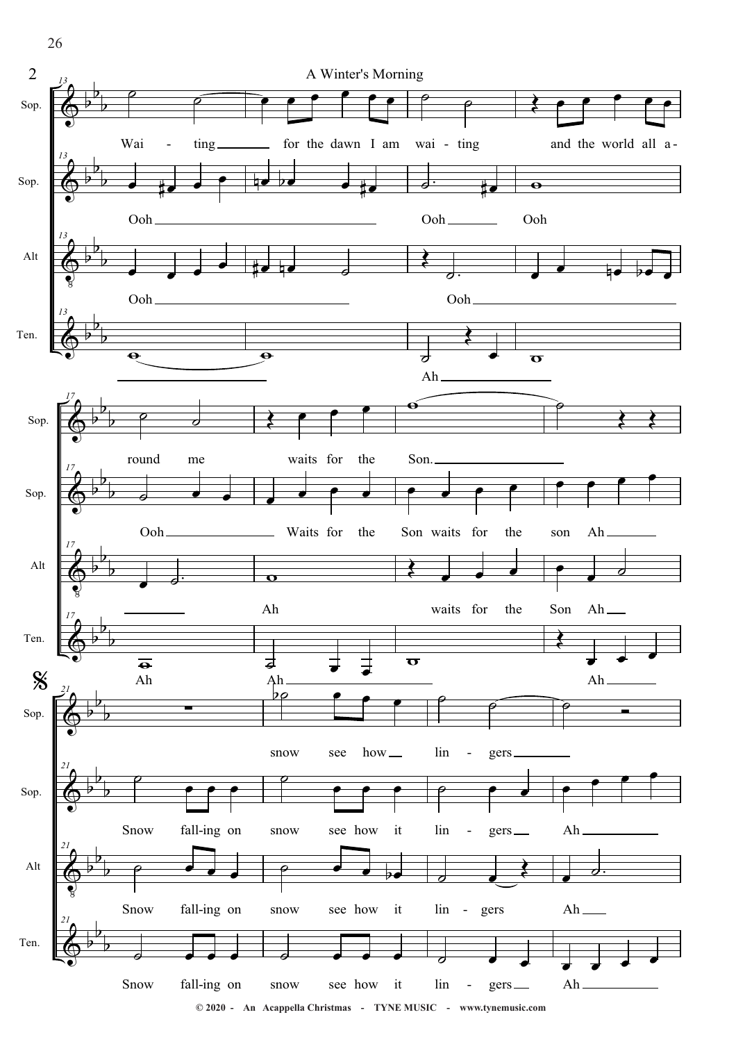A Winter's Morning

© 2020 - An Acappella Christmas - TYNE MUSIC - www.tynemusic.com